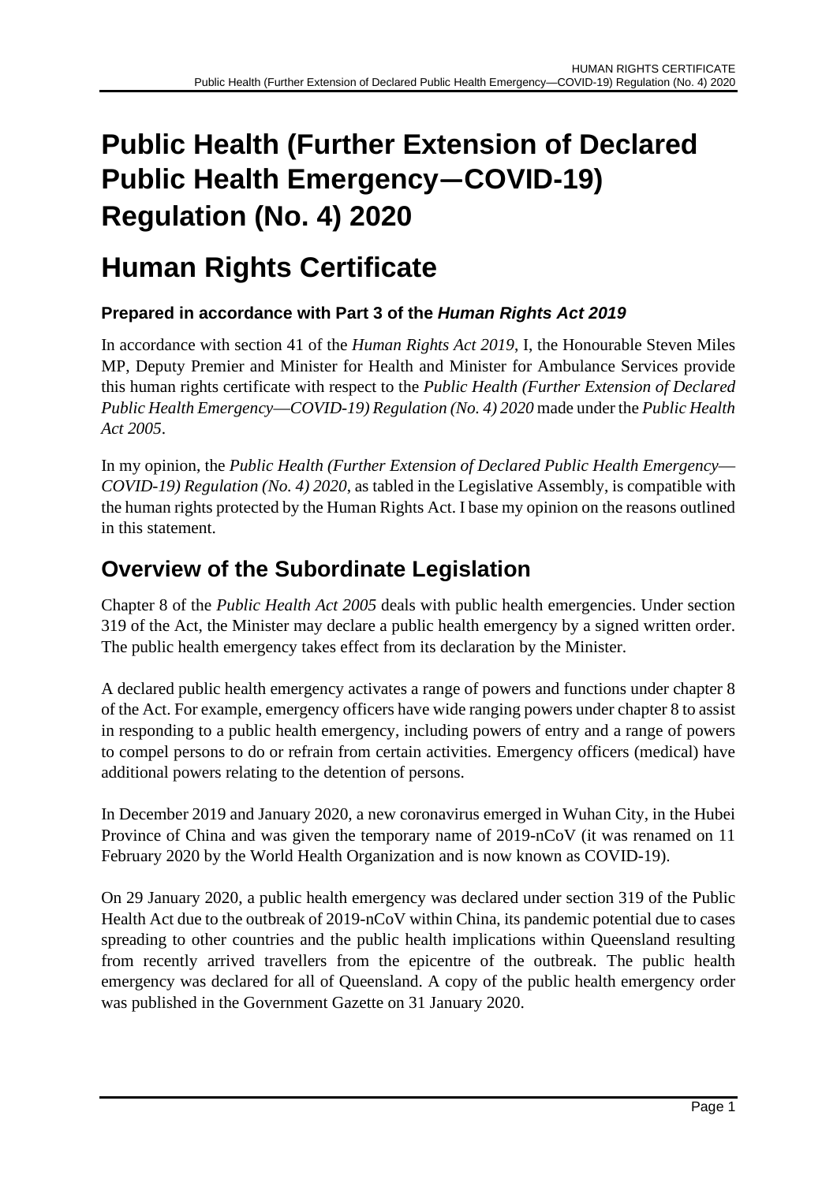# Public Health (Further Extension of Declared Public Health Emergency—COVID-19) Regulation (No. 4) 2020

# Human Rights Certificate

### Prepared in accordance with Part 3 of the *Human Rights Act 2019*

In accordance with section 41 of the *Human Rights Act 2019*, I, the Honourable Steven Miles MP, Deputy Premier and Minister for Health and Minister for Ambulance Services provide this human rights certificate with respect to the *Public Health (Further Extension of Declared Public Health Emergency—COVID-19) Regulation (No. 4) 2020* made under the *Public Health Act 2005*.

In my opinion, the *Public Health (Further Extension of Declared Public Health Emergency—COVID-19) Regulation (No. 4) 2020*, as tabled in the Legislative Assembly, is compatible with the human rights protected by the Human Rights Act. I base my opinion on the reasons outlined in this statement.

## Overview of the Subordinate Legislation

Chapter 8 of the *Public Health Act 2005* deals with public health emergencies. Under section 319 of the Act, the Minister may declare a public health emergency by a signed written order. The public health emergency takes effect from its declaration by the Minister.

A declared public health emergency activates a range of powers and functions under chapter 8 of the Act. For example, emergency officers have wide ranging powers under chapter 8 to assist in responding to a public health emergency, including powers of entry and a range of powers to compel persons to do or refrain from certain activities. Emergency officers (medical) have additional powers relating to the detention of persons.

In December 2019 and January 2020, a new coronavirus emerged in Wuhan City, in the Hubei Province of China and was given the temporary name of 2019-nCoV (it was renamed on 11 February 2020 by the World Health Organization and is now known as COVID-19).

On 29 January 2020, a public health emergency was declared under section 319 of the Public Health Act due to the outbreak of 2019-nCoV within China, its pandemic potential due to cases spreading to other countries and the public health implications within Queensland resulting from recently arrived travellers from the epicentre of the outbreak. The public health emergency was declared for all of Queensland. A copy of the public health emergency order was published in the Government Gazette on 31 January 2020.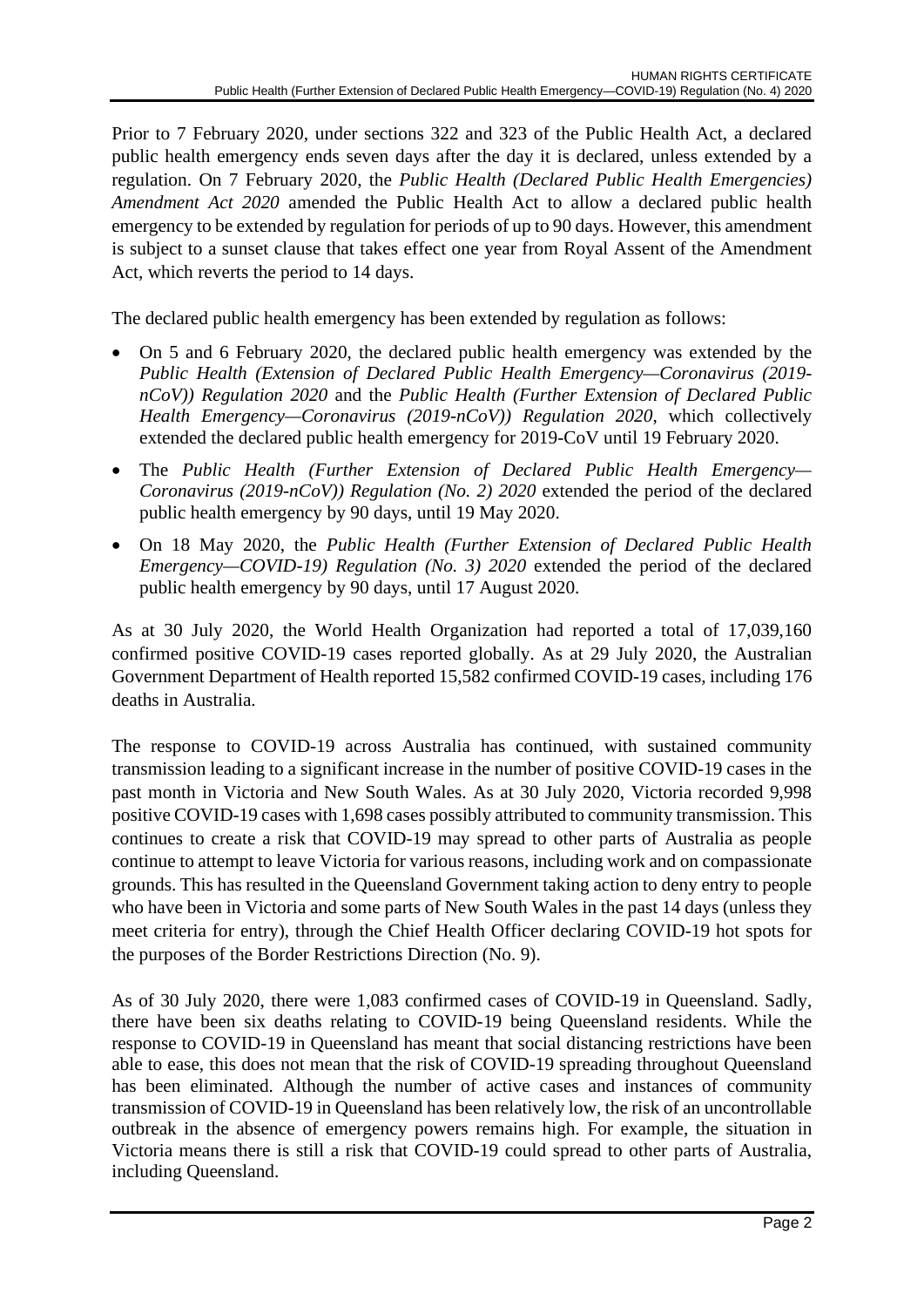Prior to 7 February 2020, under sections 322 and 323 of the Public Health Act, a declared public health emergency ends seven days after the day it is declared, unless extended by a regulation. On 7 February 2020, the *Public Health (Declared Public Health Emergencies) Amendment Act 2020* amended the Public Health Act to allow a declared public health emergency to be extended by regulation for periods of up to 90 days. However, this amendment is subject to a sunset clause that takes effect one year from Royal Assent of the Amendment Act, which reverts the period to 14 days.

The declared public health emergency has been extended by regulation as follows:

- On 5 and 6 February 2020, the declared public health emergency was extended by the *Public Health (Extension of Declared Public Health Emergency—Coronavirus (2019-nCoV)) Regulation 2020* and the *Public Health (Further Extension of Declared Public Health Emergency—Coronavirus (2019-nCoV)) Regulation 2020*, which collectively extended the declared public health emergency for 2019-CoV until 19 February 2020.
- The *Public Health (Further Extension of Declared Public Health Emergency—Coronavirus (2019-nCoV)) Regulation (No. 2) 2020* extended the period of the declared public health emergency by 90 days, until 19 May 2020.
- On 18 May 2020, the *Public Health (Further Extension of Declared Public Health Emergency—COVID-19) Regulation (No. 3) 2020* extended the period of the declared public health emergency by 90 days, until 17 August 2020.

As at 30 July 2020, the World Health Organization had reported a total of 17,039,160 confirmed positive COVID-19 cases reported globally. As at 29 July 2020, the Australian Government Department of Health reported 15,582 confirmed COVID-19 cases, including 176 deaths in Australia.

The response to COVID-19 across Australia has continued, with sustained community transmission leading to a significant increase in the number of positive COVID-19 cases in the past month in Victoria and New South Wales. As at 30 July 2020, Victoria recorded 9,998 positive COVID-19 cases with 1,698 cases possibly attributed to community transmission. This continues to create a risk that COVID-19 may spread to other parts of Australia as people continue to attempt to leave Victoria for various reasons, including work and on compassionate grounds. This has resulted in the Queensland Government taking action to deny entry to people who have been in Victoria and some parts of New South Wales in the past 14 days (unless they meet criteria for entry), through the Chief Health Officer declaring COVID-19 hot spots for the purposes of the Border Restrictions Direction (No. 9).

As of 30 July 2020, there were 1,083 confirmed cases of COVID-19 in Queensland. Sadly, there have been six deaths relating to COVID-19 being Queensland residents. While the response to COVID-19 in Queensland has meant that social distancing restrictions have been able to ease, this does not mean that the risk of COVID-19 spreading throughout Queensland has been eliminated. Although the number of active cases and instances of community transmission of COVID-19 in Queensland has been relatively low, the risk of an uncontrollable outbreak in the absence of emergency powers remains high. For example, the situation in Victoria means there is still a risk that COVID-19 could spread to other parts of Australia, including Queensland.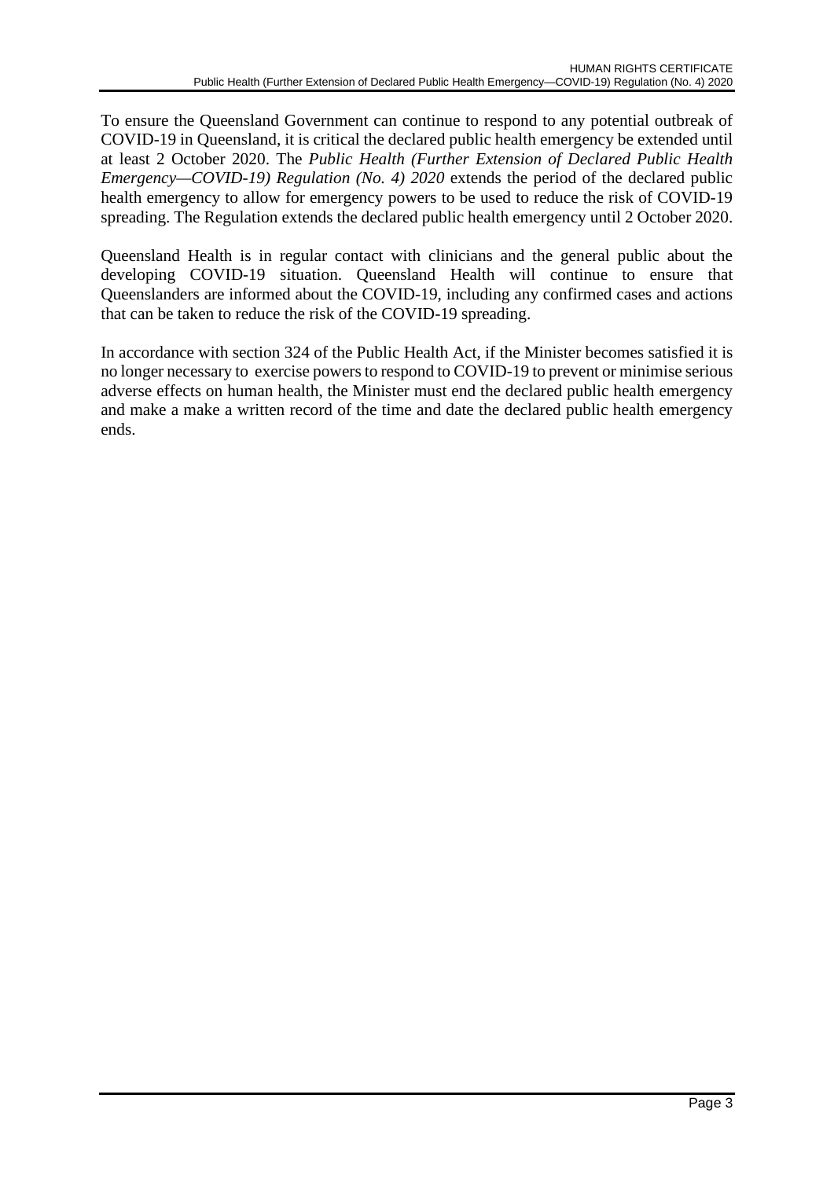To ensure the Queensland Government can continue to respond to any potential outbreak of COVID-19 in Queensland, it is critical the declared public health emergency be extended until at least 2 October 2020. The *Public Health (Further Extension of Declared Public Health Emergency—COVID-19) Regulation (No. 4) 2020* extends the period of the declared public health emergency to allow for emergency powers to be used to reduce the risk of COVID-19 spreading. The Regulation extends the declared public health emergency until 2 October 2020.

Queensland Health is in regular contact with clinicians and the general public about the developing COVID-19 situation. Queensland Health will continue to ensure that Queenslanders are informed about the COVID-19, including any confirmed cases and actions that can be taken to reduce the risk of the COVID-19 spreading.

In accordance with section 324 of the Public Health Act, if the Minister becomes satisfied it is no longer necessary to exercise powers to respond to COVID-19 to prevent or minimise serious adverse effects on human health, the Minister must end the declared public health emergency and make a make a written record of the time and date the declared public health emergency ends.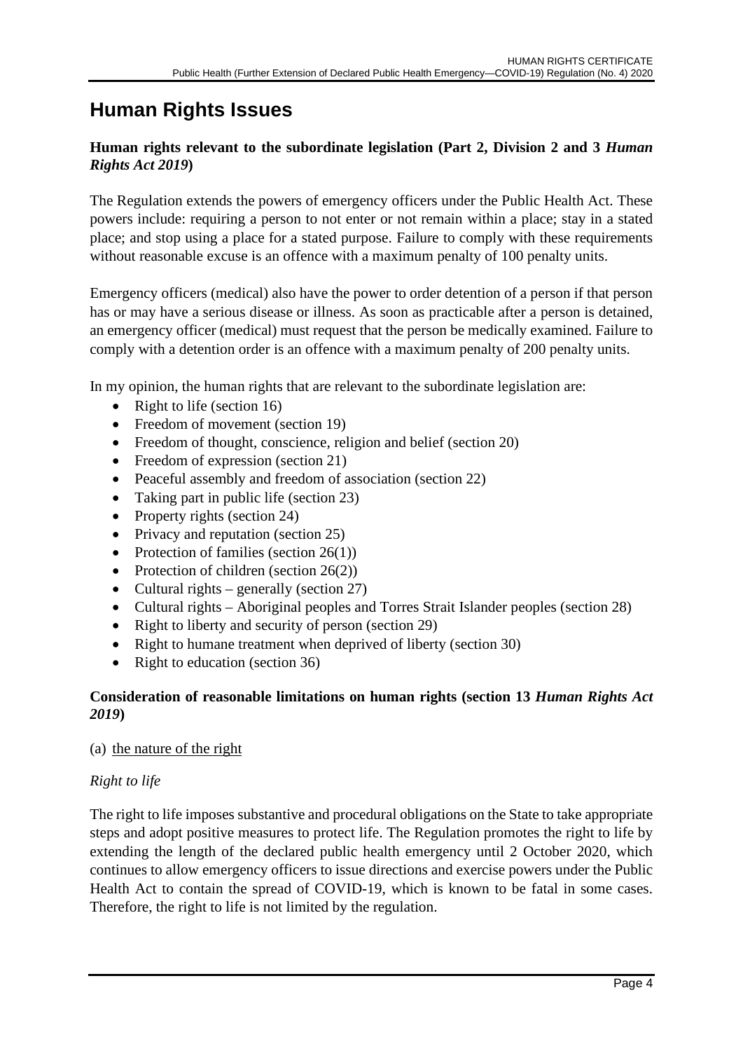# Human Rights Issues

**Human rights relevant to the subordinate legislation (Part 2, Division 2 and 3 *Human Rights Act 2019*)**

The Regulation extends the powers of emergency officers under the Public Health Act. These powers include: requiring a person to not enter or not remain within a place; stay in a stated place; and stop using a place for a stated purpose. Failure to comply with these requirements without reasonable excuse is an offence with a maximum penalty of 100 penalty units.

Emergency officers (medical) also have the power to order detention of a person if that person has or may have a serious disease or illness. As soon as practicable after a person is detained, an emergency officer (medical) must request that the person be medically examined. Failure to comply with a detention order is an offence with a maximum penalty of 200 penalty units.

In my opinion, the human rights that are relevant to the subordinate legislation are:

- Right to life (section 16)
- Freedom of movement (section 19)
- Freedom of thought, conscience, religion and belief (section 20)
- Freedom of expression (section 21)
- Peaceful assembly and freedom of association (section 22)
- Taking part in public life (section 23)
- Property rights (section 24)
- Privacy and reputation (section 25)
- Protection of families (section 26(1))
- Protection of children (section 26(2))
- Cultural rights – generally (section 27)
- Cultural rights – Aboriginal peoples and Torres Strait Islander peoples (section 28)
- Right to liberty and security of person (section 29)
- Right to humane treatment when deprived of liberty (section 30)
- Right to education (section 36)

**Consideration of reasonable limitations on human rights (section 13 *Human Rights Act 2019*)**

(a) <u>the nature of the right</u>

*Right to life*

The right to life imposes substantive and procedural obligations on the State to take appropriate steps and adopt positive measures to protect life. The Regulation promotes the right to life by extending the length of the declared public health emergency until 2 October 2020, which continues to allow emergency officers to issue directions and exercise powers under the Public Health Act to contain the spread of COVID-19, which is known to be fatal in some cases. Therefore, the right to life is not limited by the regulation.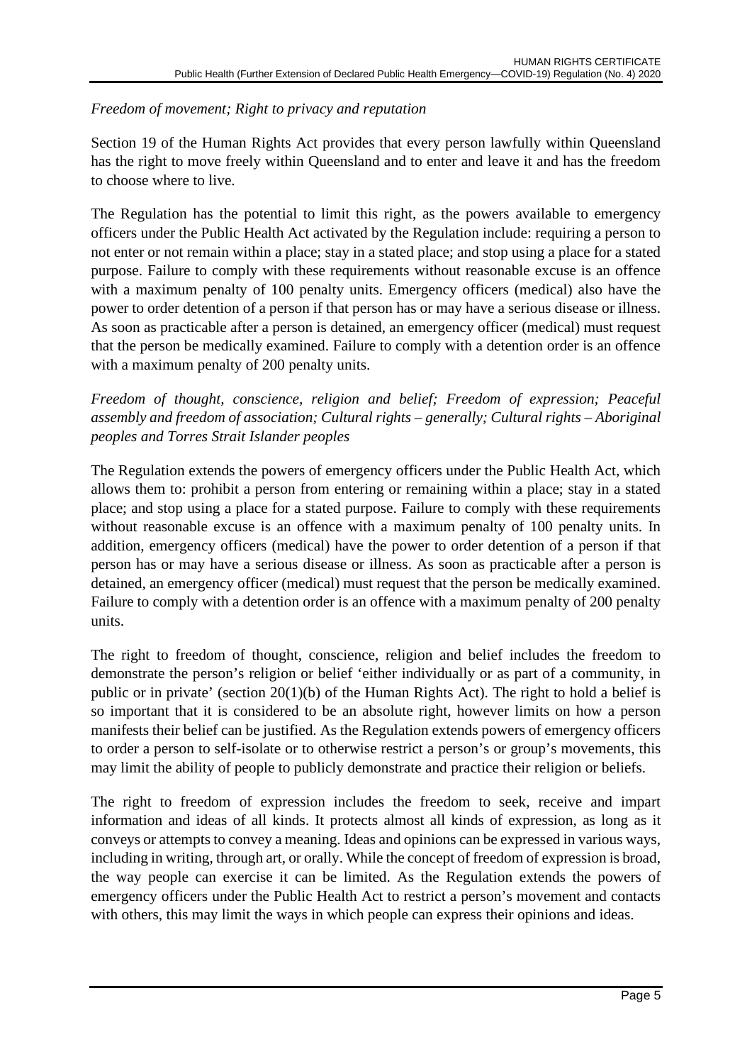*Freedom of movement; Right to privacy and reputation*

Section 19 of the Human Rights Act provides that every person lawfully within Queensland has the right to move freely within Queensland and to enter and leave it and has the freedom to choose where to live.

The Regulation has the potential to limit this right, as the powers available to emergency officers under the Public Health Act activated by the Regulation include: requiring a person to not enter or not remain within a place; stay in a stated place; and stop using a place for a stated purpose. Failure to comply with these requirements without reasonable excuse is an offence with a maximum penalty of 100 penalty units. Emergency officers (medical) also have the power to order detention of a person if that person has or may have a serious disease or illness. As soon as practicable after a person is detained, an emergency officer (medical) must request that the person be medically examined. Failure to comply with a detention order is an offence with a maximum penalty of 200 penalty units.

*Freedom of thought, conscience, religion and belief; Freedom of expression; Peaceful assembly and freedom of association; Cultural rights – generally; Cultural rights – Aboriginal peoples and Torres Strait Islander peoples*

The Regulation extends the powers of emergency officers under the Public Health Act, which allows them to: prohibit a person from entering or remaining within a place; stay in a stated place; and stop using a place for a stated purpose. Failure to comply with these requirements without reasonable excuse is an offence with a maximum penalty of 100 penalty units. In addition, emergency officers (medical) have the power to order detention of a person if that person has or may have a serious disease or illness. As soon as practicable after a person is detained, an emergency officer (medical) must request that the person be medically examined. Failure to comply with a detention order is an offence with a maximum penalty of 200 penalty units.

The right to freedom of thought, conscience, religion and belief includes the freedom to demonstrate the person's religion or belief 'either individually or as part of a community, in public or in private' (section 20(1)(b) of the Human Rights Act). The right to hold a belief is so important that it is considered to be an absolute right, however limits on how a person manifests their belief can be justified. As the Regulation extends powers of emergency officers to order a person to self-isolate or to otherwise restrict a person's or group's movements, this may limit the ability of people to publicly demonstrate and practice their religion or beliefs.

The right to freedom of expression includes the freedom to seek, receive and impart information and ideas of all kinds. It protects almost all kinds of expression, as long as it conveys or attempts to convey a meaning. Ideas and opinions can be expressed in various ways, including in writing, through art, or orally. While the concept of freedom of expression is broad, the way people can exercise it can be limited. As the Regulation extends the powers of emergency officers under the Public Health Act to restrict a person's movement and contacts with others, this may limit the ways in which people can express their opinions and ideas.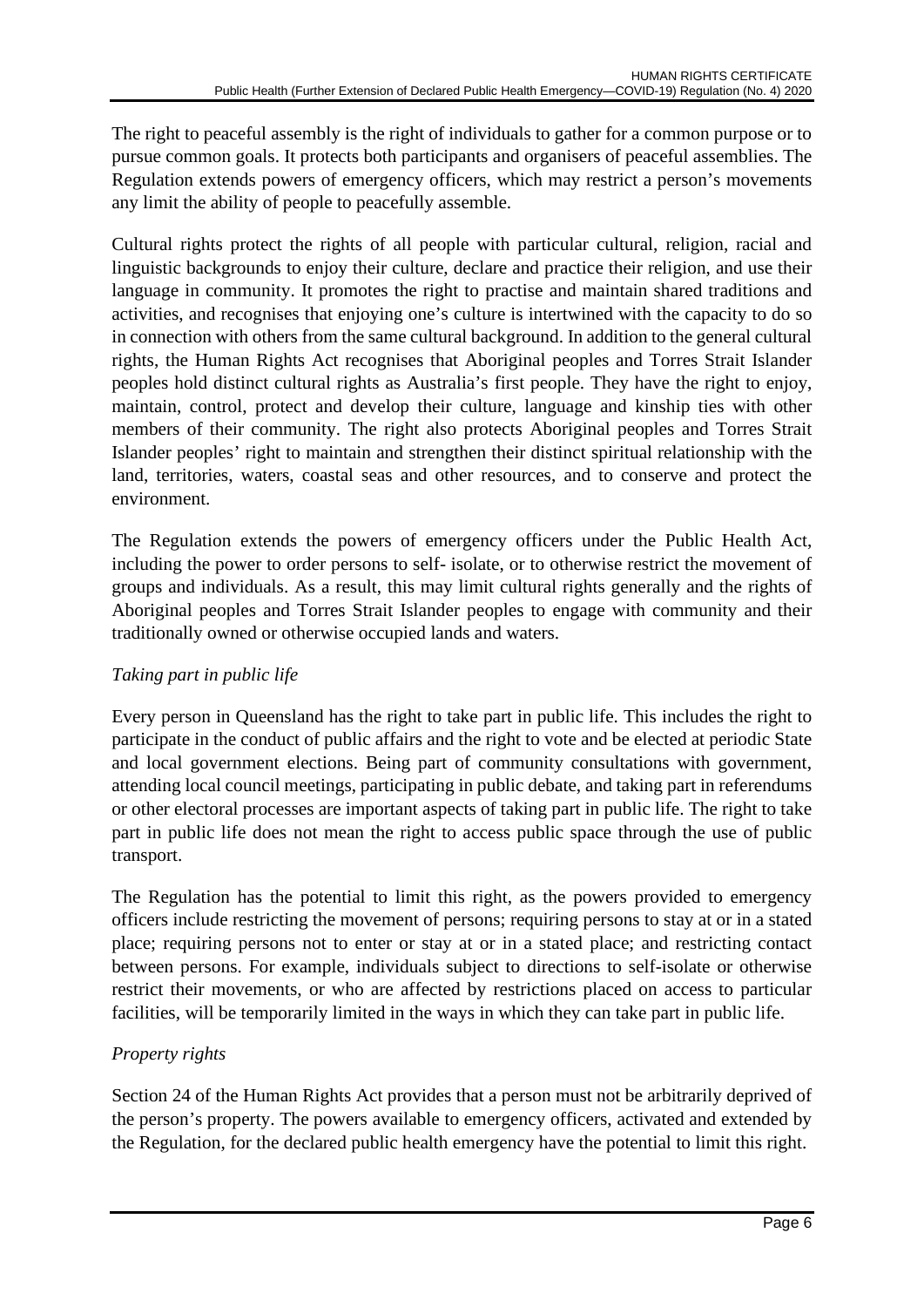The right to peaceful assembly is the right of individuals to gather for a common purpose or to pursue common goals. It protects both participants and organisers of peaceful assemblies. The Regulation extends powers of emergency officers, which may restrict a person's movements any limit the ability of people to peacefully assemble.

Cultural rights protect the rights of all people with particular cultural, religion, racial and linguistic backgrounds to enjoy their culture, declare and practice their religion, and use their language in community. It promotes the right to practise and maintain shared traditions and activities, and recognises that enjoying one's culture is intertwined with the capacity to do so in connection with others from the same cultural background. In addition to the general cultural rights, the Human Rights Act recognises that Aboriginal peoples and Torres Strait Islander peoples hold distinct cultural rights as Australia's first people. They have the right to enjoy, maintain, control, protect and develop their culture, language and kinship ties with other members of their community. The right also protects Aboriginal peoples and Torres Strait Islander peoples' right to maintain and strengthen their distinct spiritual relationship with the land, territories, waters, coastal seas and other resources, and to conserve and protect the environment.

The Regulation extends the powers of emergency officers under the Public Health Act, including the power to order persons to self- isolate, or to otherwise restrict the movement of groups and individuals. As a result, this may limit cultural rights generally and the rights of Aboriginal peoples and Torres Strait Islander peoples to engage with community and their traditionally owned or otherwise occupied lands and waters.

*Taking part in public life*

Every person in Queensland has the right to take part in public life. This includes the right to participate in the conduct of public affairs and the right to vote and be elected at periodic State and local government elections. Being part of community consultations with government, attending local council meetings, participating in public debate, and taking part in referendums or other electoral processes are important aspects of taking part in public life. The right to take part in public life does not mean the right to access public space through the use of public transport.

The Regulation has the potential to limit this right, as the powers provided to emergency officers include restricting the movement of persons; requiring persons to stay at or in a stated place; requiring persons not to enter or stay at or in a stated place; and restricting contact between persons. For example, individuals subject to directions to self-isolate or otherwise restrict their movements, or who are affected by restrictions placed on access to particular facilities, will be temporarily limited in the ways in which they can take part in public life.

*Property rights*

Section 24 of the Human Rights Act provides that a person must not be arbitrarily deprived of the person's property. The powers available to emergency officers, activated and extended by the Regulation, for the declared public health emergency have the potential to limit this right.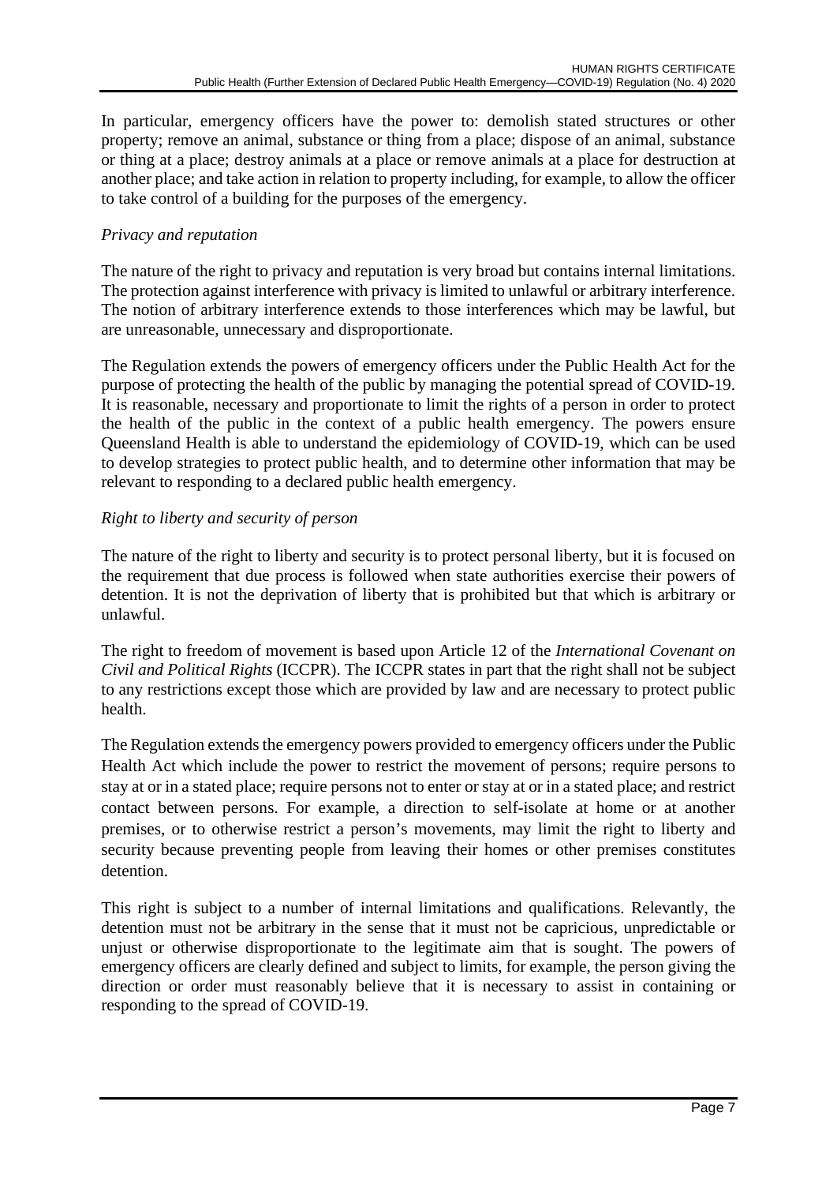In particular, emergency officers have the power to: demolish stated structures or other property; remove an animal, substance or thing from a place; dispose of an animal, substance or thing at a place; destroy animals at a place or remove animals at a place for destruction at another place; and take action in relation to property including, for example, to allow the officer to take control of a building for the purposes of the emergency.

*Privacy and reputation*

The nature of the right to privacy and reputation is very broad but contains internal limitations. The protection against interference with privacy is limited to unlawful or arbitrary interference. The notion of arbitrary interference extends to those interferences which may be lawful, but are unreasonable, unnecessary and disproportionate.

The Regulation extends the powers of emergency officers under the Public Health Act for the purpose of protecting the health of the public by managing the potential spread of COVID-19. It is reasonable, necessary and proportionate to limit the rights of a person in order to protect the health of the public in the context of a public health emergency. The powers ensure Queensland Health is able to understand the epidemiology of COVID-19, which can be used to develop strategies to protect public health, and to determine other information that may be relevant to responding to a declared public health emergency.

*Right to liberty and security of person*

The nature of the right to liberty and security is to protect personal liberty, but it is focused on the requirement that due process is followed when state authorities exercise their powers of detention. It is not the deprivation of liberty that is prohibited but that which is arbitrary or unlawful.

The right to freedom of movement is based upon Article 12 of the *International Covenant on Civil and Political Rights* (ICCPR). The ICCPR states in part that the right shall not be subject to any restrictions except those which are provided by law and are necessary to protect public health.

The Regulation extends the emergency powers provided to emergency officers under the Public Health Act which include the power to restrict the movement of persons; require persons to stay at or in a stated place; require persons not to enter or stay at or in a stated place; and restrict contact between persons. For example, a direction to self-isolate at home or at another premises, or to otherwise restrict a person's movements, may limit the right to liberty and security because preventing people from leaving their homes or other premises constitutes detention.

This right is subject to a number of internal limitations and qualifications. Relevantly, the detention must not be arbitrary in the sense that it must not be capricious, unpredictable or unjust or otherwise disproportionate to the legitimate aim that is sought. The powers of emergency officers are clearly defined and subject to limits, for example, the person giving the direction or order must reasonably believe that it is necessary to assist in containing or responding to the spread of COVID-19.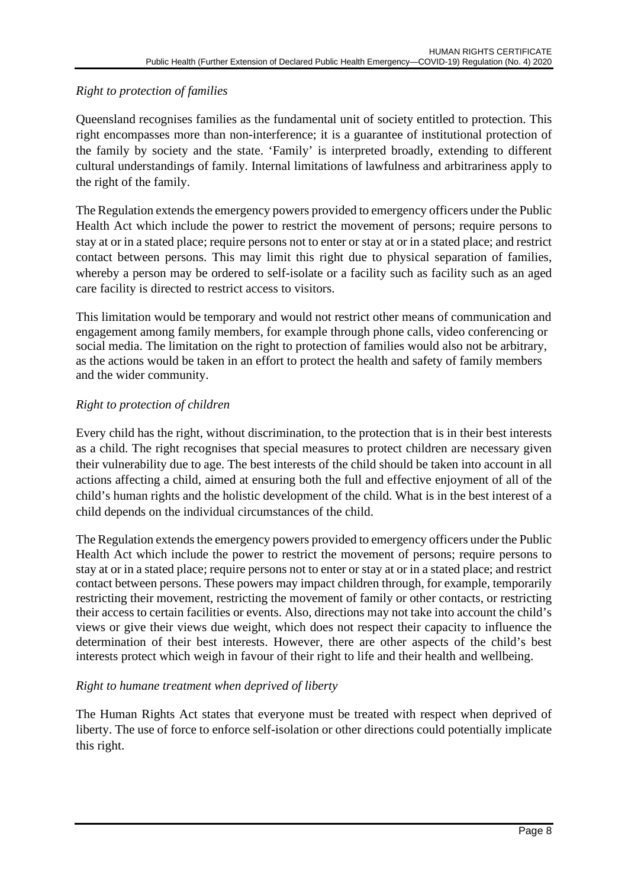*Right to protection of families*

Queensland recognises families as the fundamental unit of society entitled to protection. This right encompasses more than non-interference; it is a guarantee of institutional protection of the family by society and the state. 'Family' is interpreted broadly, extending to different cultural understandings of family. Internal limitations of lawfulness and arbitrariness apply to the right of the family.

The Regulation extends the emergency powers provided to emergency officers under the Public Health Act which include the power to restrict the movement of persons; require persons to stay at or in a stated place; require persons not to enter or stay at or in a stated place; and restrict contact between persons. This may limit this right due to physical separation of families, whereby a person may be ordered to self-isolate or a facility such as facility such as an aged care facility is directed to restrict access to visitors.

This limitation would be temporary and would not restrict other means of communication and engagement among family members, for example through phone calls, video conferencing or social media. The limitation on the right to protection of families would also not be arbitrary, as the actions would be taken in an effort to protect the health and safety of family members and the wider community.

*Right to protection of children*

Every child has the right, without discrimination, to the protection that is in their best interests as a child. The right recognises that special measures to protect children are necessary given their vulnerability due to age. The best interests of the child should be taken into account in all actions affecting a child, aimed at ensuring both the full and effective enjoyment of all of the child's human rights and the holistic development of the child. What is in the best interest of a child depends on the individual circumstances of the child.

The Regulation extends the emergency powers provided to emergency officers under the Public Health Act which include the power to restrict the movement of persons; require persons to stay at or in a stated place; require persons not to enter or stay at or in a stated place; and restrict contact between persons. These powers may impact children through, for example, temporarily restricting their movement, restricting the movement of family or other contacts, or restricting their access to certain facilities or events. Also, directions may not take into account the child's views or give their views due weight, which does not respect their capacity to influence the determination of their best interests. However, there are other aspects of the child's best interests protect which weigh in favour of their right to life and their health and wellbeing.

*Right to humane treatment when deprived of liberty*

The Human Rights Act states that everyone must be treated with respect when deprived of liberty. The use of force to enforce self-isolation or other directions could potentially implicate this right.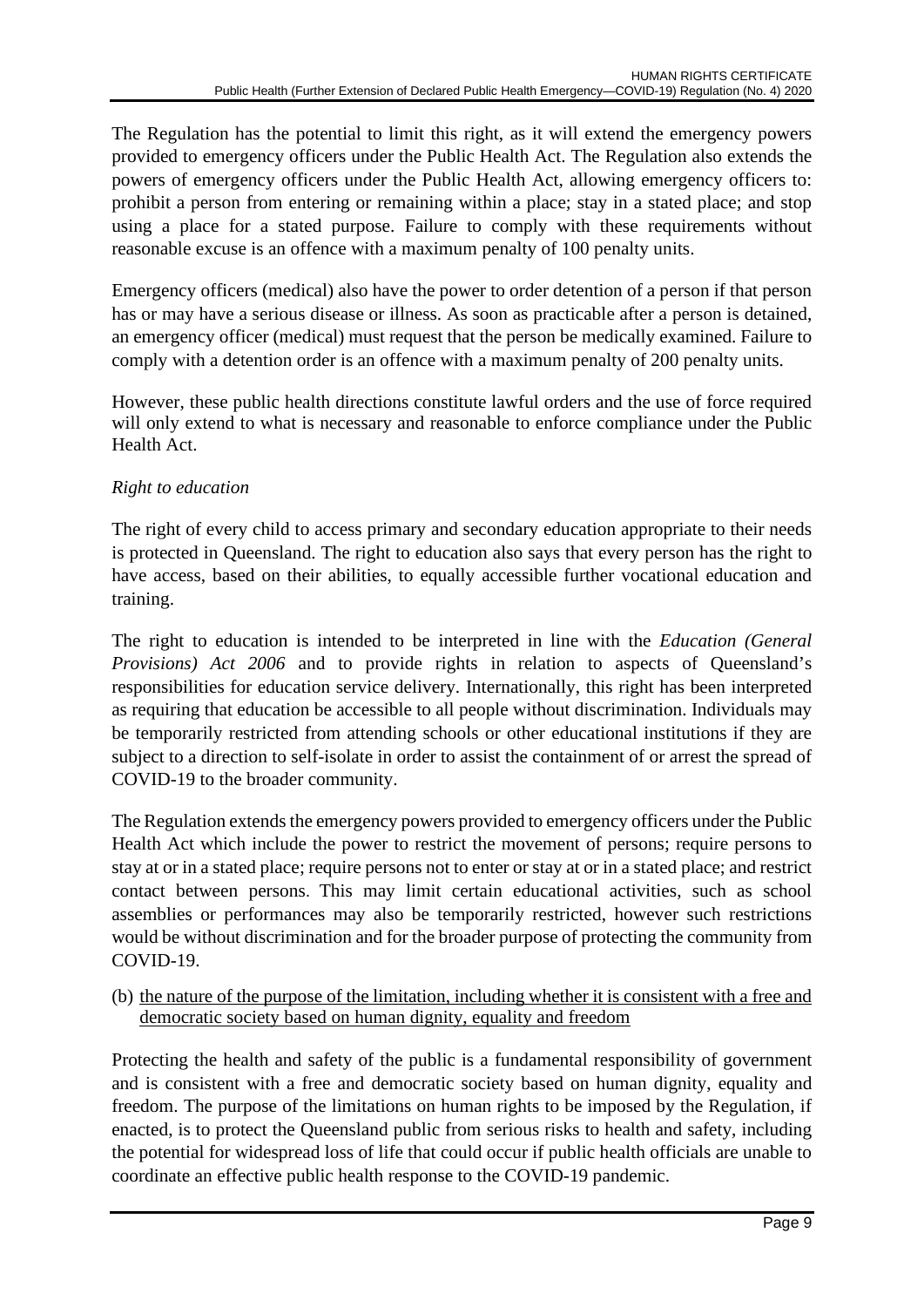The Regulation has the potential to limit this right, as it will extend the emergency powers provided to emergency officers under the Public Health Act. The Regulation also extends the powers of emergency officers under the Public Health Act, allowing emergency officers to: prohibit a person from entering or remaining within a place; stay in a stated place; and stop using a place for a stated purpose. Failure to comply with these requirements without reasonable excuse is an offence with a maximum penalty of 100 penalty units.

Emergency officers (medical) also have the power to order detention of a person if that person has or may have a serious disease or illness. As soon as practicable after a person is detained, an emergency officer (medical) must request that the person be medically examined. Failure to comply with a detention order is an offence with a maximum penalty of 200 penalty units.

However, these public health directions constitute lawful orders and the use of force required will only extend to what is necessary and reasonable to enforce compliance under the Public Health Act.

*Right to education*

The right of every child to access primary and secondary education appropriate to their needs is protected in Queensland. The right to education also says that every person has the right to have access, based on their abilities, to equally accessible further vocational education and training.

The right to education is intended to be interpreted in line with the *Education (General Provisions) Act 2006* and to provide rights in relation to aspects of Queensland's responsibilities for education service delivery. Internationally, this right has been interpreted as requiring that education be accessible to all people without discrimination. Individuals may be temporarily restricted from attending schools or other educational institutions if they are subject to a direction to self-isolate in order to assist the containment of or arrest the spread of COVID-19 to the broader community.

The Regulation extends the emergency powers provided to emergency officers under the Public Health Act which include the power to restrict the movement of persons; require persons to stay at or in a stated place; require persons not to enter or stay at or in a stated place; and restrict contact between persons. This may limit certain educational activities, such as school assemblies or performances may also be temporarily restricted, however such restrictions would be without discrimination and for the broader purpose of protecting the community from COVID-19.

(b) <u>the nature of the purpose of the limitation, including whether it is consistent with a free and democratic society based on human dignity, equality and freedom</u>

Protecting the health and safety of the public is a fundamental responsibility of government and is consistent with a free and democratic society based on human dignity, equality and freedom. The purpose of the limitations on human rights to be imposed by the Regulation, if enacted, is to protect the Queensland public from serious risks to health and safety, including the potential for widespread loss of life that could occur if public health officials are unable to coordinate an effective public health response to the COVID-19 pandemic.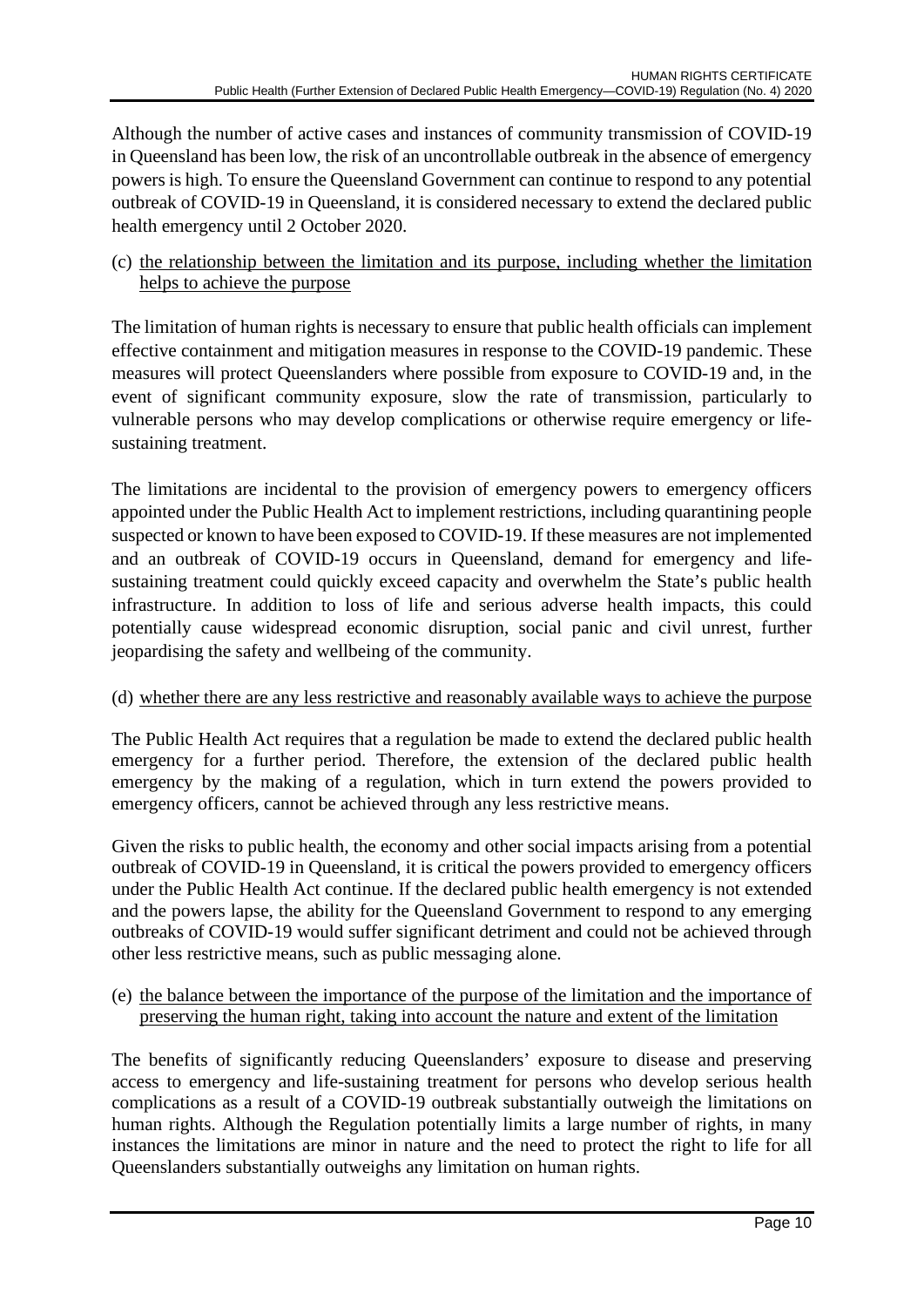Although the number of active cases and instances of community transmission of COVID-19 in Queensland has been low, the risk of an uncontrollable outbreak in the absence of emergency powers is high. To ensure the Queensland Government can continue to respond to any potential outbreak of COVID-19 in Queensland, it is considered necessary to extend the declared public health emergency until 2 October 2020.

(c) <u>the relationship between the limitation and its purpose, including whether the limitation helps to achieve the purpose</u>

The limitation of human rights is necessary to ensure that public health officials can implement effective containment and mitigation measures in response to the COVID-19 pandemic. These measures will protect Queenslanders where possible from exposure to COVID-19 and, in the event of significant community exposure, slow the rate of transmission, particularly to vulnerable persons who may develop complications or otherwise require emergency or life-sustaining treatment.

The limitations are incidental to the provision of emergency powers to emergency officers appointed under the Public Health Act to implement restrictions, including quarantining people suspected or known to have been exposed to COVID-19. If these measures are not implemented and an outbreak of COVID-19 occurs in Queensland, demand for emergency and life-sustaining treatment could quickly exceed capacity and overwhelm the State's public health infrastructure. In addition to loss of life and serious adverse health impacts, this could potentially cause widespread economic disruption, social panic and civil unrest, further jeopardising the safety and wellbeing of the community.

(d) <u>whether there are any less restrictive and reasonably available ways to achieve the purpose</u>

The Public Health Act requires that a regulation be made to extend the declared public health emergency for a further period. Therefore, the extension of the declared public health emergency by the making of a regulation, which in turn extend the powers provided to emergency officers, cannot be achieved through any less restrictive means.

Given the risks to public health, the economy and other social impacts arising from a potential outbreak of COVID-19 in Queensland, it is critical the powers provided to emergency officers under the Public Health Act continue. If the declared public health emergency is not extended and the powers lapse, the ability for the Queensland Government to respond to any emerging outbreaks of COVID-19 would suffer significant detriment and could not be achieved through other less restrictive means, such as public messaging alone.

(e) <u>the balance between the importance of the purpose of the limitation and the importance of preserving the human right, taking into account the nature and extent of the limitation</u>

The benefits of significantly reducing Queenslanders' exposure to disease and preserving access to emergency and life-sustaining treatment for persons who develop serious health complications as a result of a COVID-19 outbreak substantially outweigh the limitations on human rights. Although the Regulation potentially limits a large number of rights, in many instances the limitations are minor in nature and the need to protect the right to life for all Queenslanders substantially outweighs any limitation on human rights.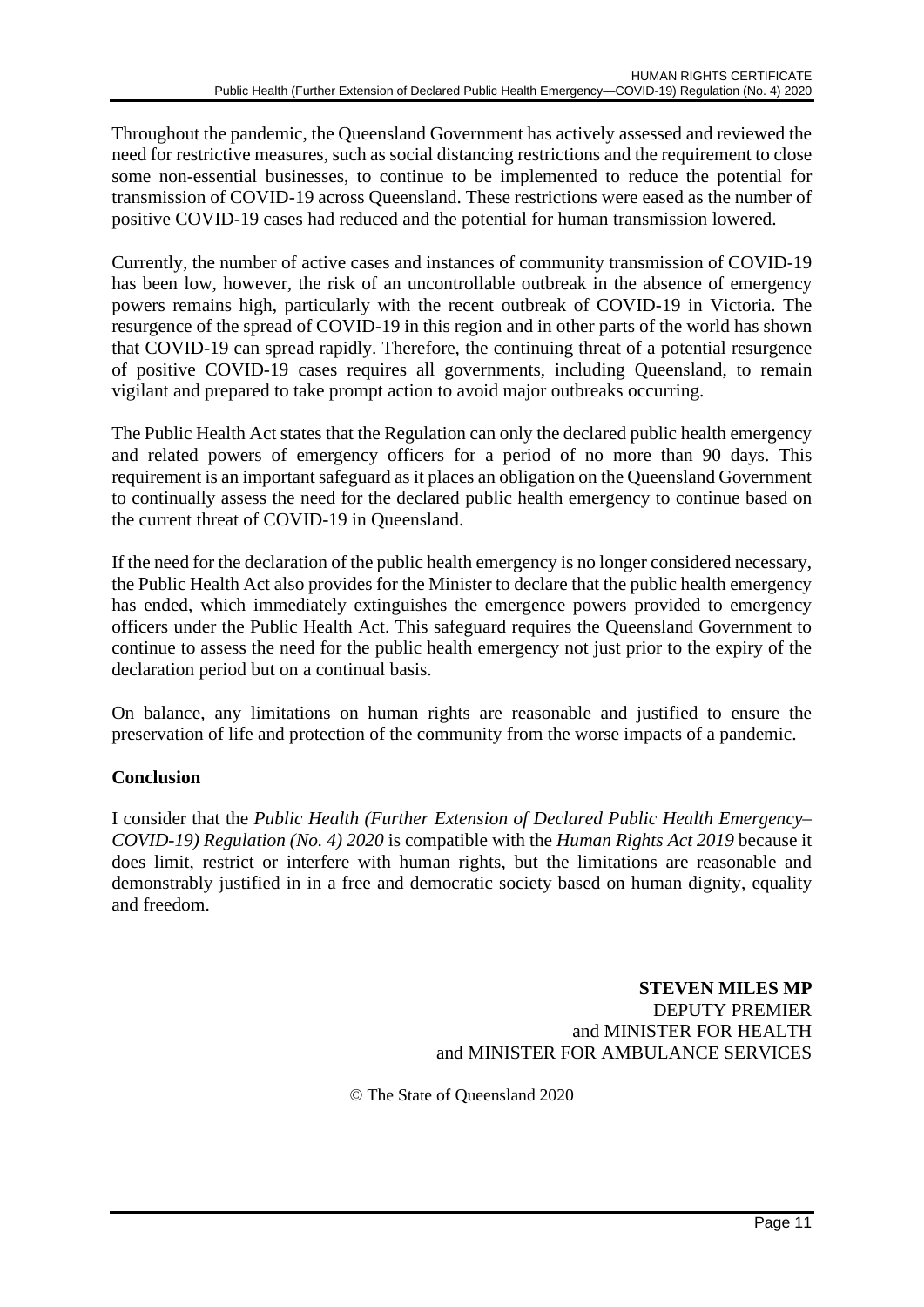Throughout the pandemic, the Queensland Government has actively assessed and reviewed the need for restrictive measures, such as social distancing restrictions and the requirement to close some non-essential businesses, to continue to be implemented to reduce the potential for transmission of COVID-19 across Queensland. These restrictions were eased as the number of positive COVID-19 cases had reduced and the potential for human transmission lowered.

Currently, the number of active cases and instances of community transmission of COVID-19 has been low, however, the risk of an uncontrollable outbreak in the absence of emergency powers remains high, particularly with the recent outbreak of COVID-19 in Victoria. The resurgence of the spread of COVID-19 in this region and in other parts of the world has shown that COVID-19 can spread rapidly. Therefore, the continuing threat of a potential resurgence of positive COVID-19 cases requires all governments, including Queensland, to remain vigilant and prepared to take prompt action to avoid major outbreaks occurring.

The Public Health Act states that the Regulation can only the declared public health emergency and related powers of emergency officers for a period of no more than 90 days. This requirement is an important safeguard as it places an obligation on the Queensland Government to continually assess the need for the declared public health emergency to continue based on the current threat of COVID-19 in Queensland.

If the need for the declaration of the public health emergency is no longer considered necessary, the Public Health Act also provides for the Minister to declare that the public health emergency has ended, which immediately extinguishes the emergence powers provided to emergency officers under the Public Health Act. This safeguard requires the Queensland Government to continue to assess the need for the public health emergency not just prior to the expiry of the declaration period but on a continual basis.

On balance, any limitations on human rights are reasonable and justified to ensure the preservation of life and protection of the community from the worse impacts of a pandemic.

**Conclusion**

I consider that the *Public Health (Further Extension of Declared Public Health Emergency–COVID-19) Regulation (No. 4) 2020* is compatible with the *Human Rights Act 2019* because it does limit, restrict or interfere with human rights, but the limitations are reasonable and demonstrably justified in in a free and democratic society based on human dignity, equality and freedom.

**STEVEN MILES MP**
DEPUTY PREMIER
and MINISTER FOR HEALTH
and MINISTER FOR AMBULANCE SERVICES

© The State of Queensland 2020